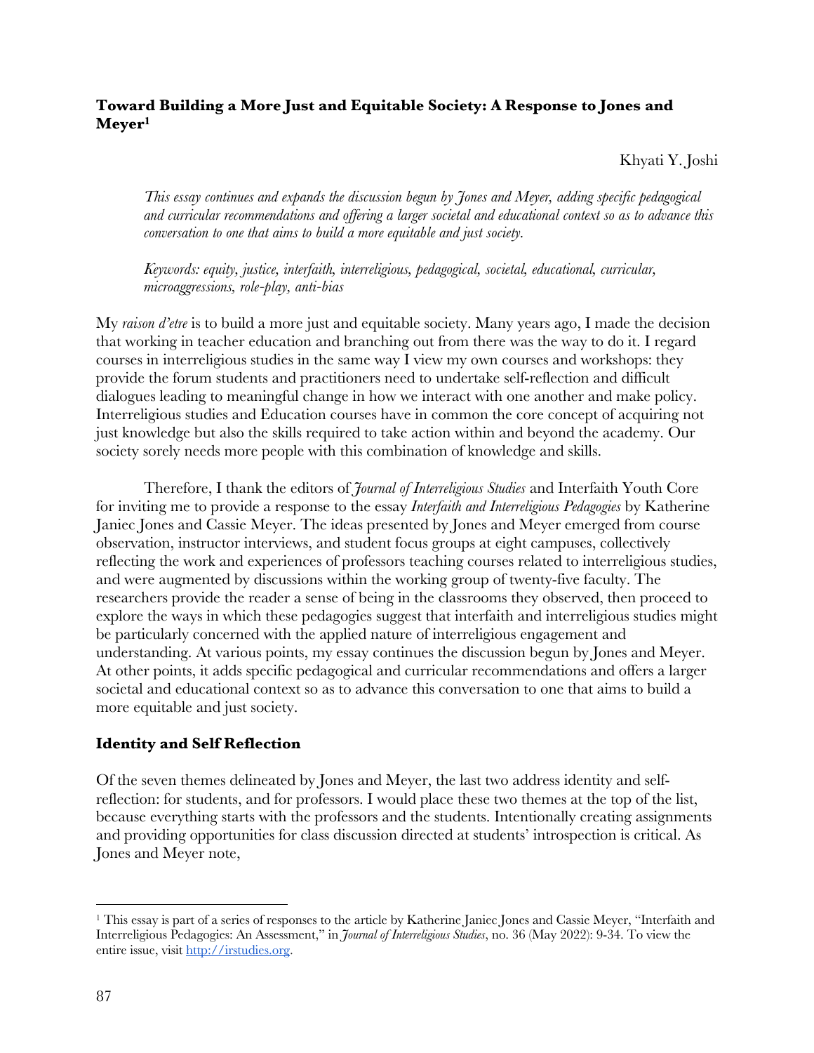## Toward Building a More Just and Equitable Society: A Response to Jones and Meyer[1]

Khyati Y. Joshi

*This essay continues and expands the discussion begun by Jones and Meyer, adding specific pedagogical and curricular recommendations and offering a larger societal and educational context so as to advance this conversation to one that aims to build a more equitable and just society.*

*Keywords: equity, justice, interfaith, interreligious, pedagogical, societal, educational, curricular, microaggressions, role-play, anti-bias*

My *raison d'etre* is to build a more just and equitable society. Many years ago, I made the decision that working in teacher education and branching out from there was the way to do it. I regard courses in interreligious studies in the same way I view my own courses and workshops: they provide the forum students and practitioners need to undertake self-reflection and difficult dialogues leading to meaningful change in how we interact with one another and make policy. Interreligious studies and Education courses have in common the core concept of acquiring not just knowledge but also the skills required to take action within and beyond the academy. Our society sorely needs more people with this combination of knowledge and skills.

Therefore, I thank the editors of *Journal of Interreligious Studies* and Interfaith Youth Core for inviting me to provide a response to the essay *Interfaith and Interreligious Pedagogies* by Katherine Janiec Jones and Cassie Meyer. The ideas presented by Jones and Meyer emerged from course observation, instructor interviews, and student focus groups at eight campuses, collectively reflecting the work and experiences of professors teaching courses related to interreligious studies, and were augmented by discussions within the working group of twenty-five faculty. The researchers provide the reader a sense of being in the classrooms they observed, then proceed to explore the ways in which these pedagogies suggest that interfaith and interreligious studies might be particularly concerned with the applied nature of interreligious engagement and understanding. At various points, my essay continues the discussion begun by Jones and Meyer. At other points, it adds specific pedagogical and curricular recommendations and offers a larger societal and educational context so as to advance this conversation to one that aims to build a more equitable and just society.

### Identity and Self Reflection

Of the seven themes delineated by Jones and Meyer, the last two address identity and self-reflection: for students, and for professors. I would place these two themes at the top of the list, because everything starts with the professors and the students. Intentionally creating assignments and providing opportunities for class discussion directed at students' introspection is critical. As Jones and Meyer note,

---

[1] This essay is part of a series of responses to the article by Katherine Janiec Jones and Cassie Meyer, "Interfaith and Interreligious Pedagogies: An Assessment," in *Journal of Interreligious Studies*, no. 36 (May 2022): 9-34. To view the entire issue, visit http://irstudies.org.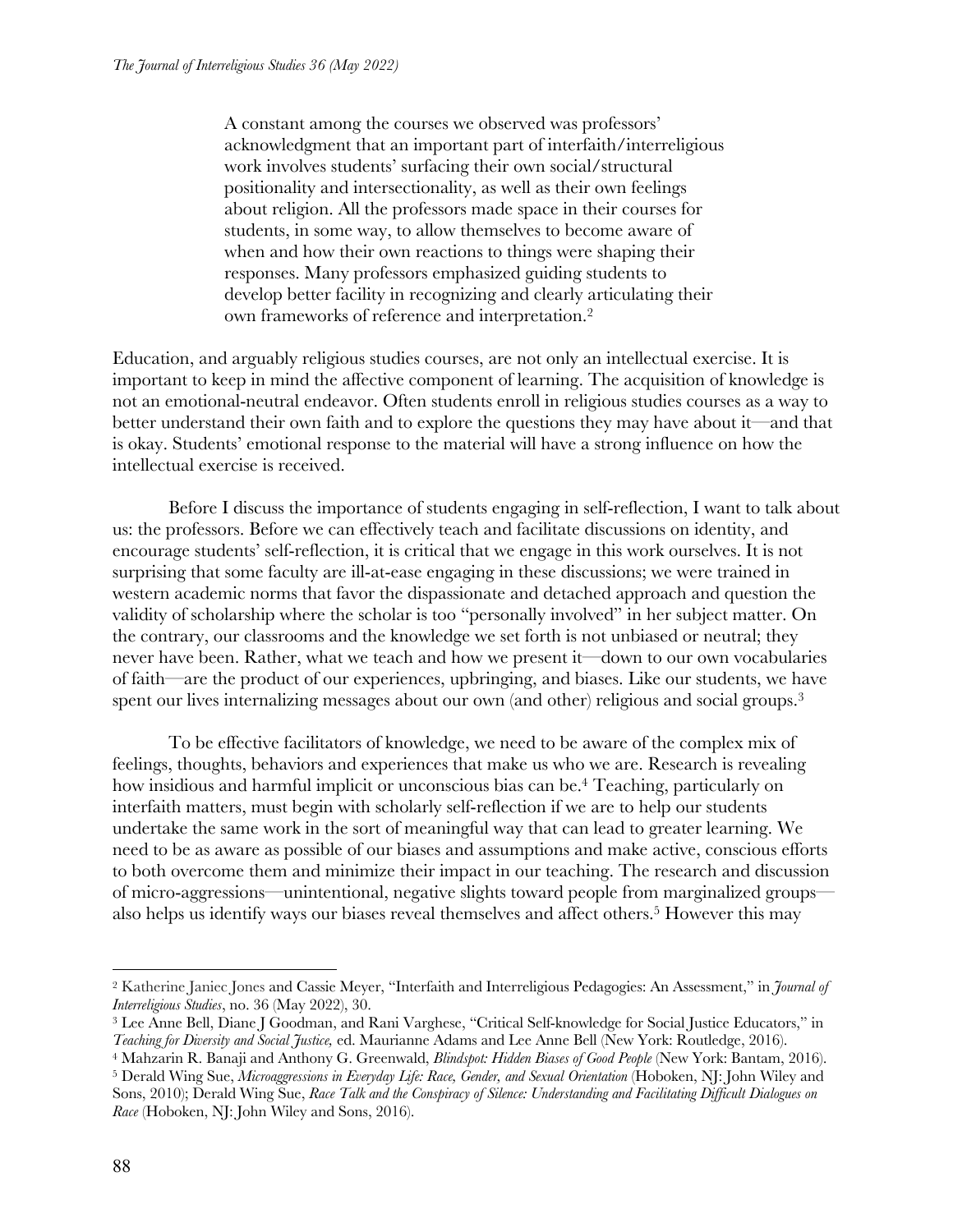> A constant among the courses we observed was professors' acknowledgment that an important part of interfaith/interreligious work involves students' surfacing their own social/structural positionality and intersectionality, as well as their own feelings about religion. All the professors made space in their courses for students, in some way, to allow themselves to become aware of when and how their own reactions to things were shaping their responses. Many professors emphasized guiding students to develop better facility in recognizing and clearly articulating their own frameworks of reference and interpretation.[2]

Education, and arguably religious studies courses, are not only an intellectual exercise. It is important to keep in mind the affective component of learning. The acquisition of knowledge is not an emotional-neutral endeavor. Often students enroll in religious studies courses as a way to better understand their own faith and to explore the questions they may have about it—and that is okay. Students' emotional response to the material will have a strong influence on how the intellectual exercise is received.

Before I discuss the importance of students engaging in self-reflection, I want to talk about us: the professors. Before we can effectively teach and facilitate discussions on identity, and encourage students' self-reflection, it is critical that we engage in this work ourselves. It is not surprising that some faculty are ill-at-ease engaging in these discussions; we were trained in western academic norms that favor the dispassionate and detached approach and question the validity of scholarship where the scholar is too "personally involved" in her subject matter. On the contrary, our classrooms and the knowledge we set forth is not unbiased or neutral; they never have been. Rather, what we teach and how we present it—down to our own vocabularies of faith—are the product of our experiences, upbringing, and biases. Like our students, we have spent our lives internalizing messages about our own (and other) religious and social groups.[3]

To be effective facilitators of knowledge, we need to be aware of the complex mix of feelings, thoughts, behaviors and experiences that make us who we are. Research is revealing how insidious and harmful implicit or unconscious bias can be.[4] Teaching, particularly on interfaith matters, must begin with scholarly self-reflection if we are to help our students undertake the same work in the sort of meaningful way that can lead to greater learning. We need to be as aware as possible of our biases and assumptions and make active, conscious efforts to both overcome them and minimize their impact in our teaching. The research and discussion of micro-aggressions—unintentional, negative slights toward people from marginalized groups—also helps us identify ways our biases reveal themselves and affect others.[5] However this may

---

[2] Katherine Janiec Jones and Cassie Meyer, "Interfaith and Interreligious Pedagogies: An Assessment," in *Journal of Interreligious Studies*, no. 36 (May 2022), 30.

[3] Lee Anne Bell, Diane J Goodman, and Rani Varghese, "Critical Self-knowledge for Social Justice Educators," in *Teaching for Diversity and Social Justice,* ed. Maurianne Adams and Lee Anne Bell (New York: Routledge, 2016).

[4] Mahzarin R. Banaji and Anthony G. Greenwald, *Blindspot: Hidden Biases of Good People* (New York: Bantam, 2016).

[5] Derald Wing Sue, *Microaggressions in Everyday Life: Race, Gender, and Sexual Orientation* (Hoboken, NJ: John Wiley and Sons, 2010); Derald Wing Sue, *Race Talk and the Conspiracy of Silence: Understanding and Facilitating Difficult Dialogues on Race* (Hoboken, NJ: John Wiley and Sons, 2016).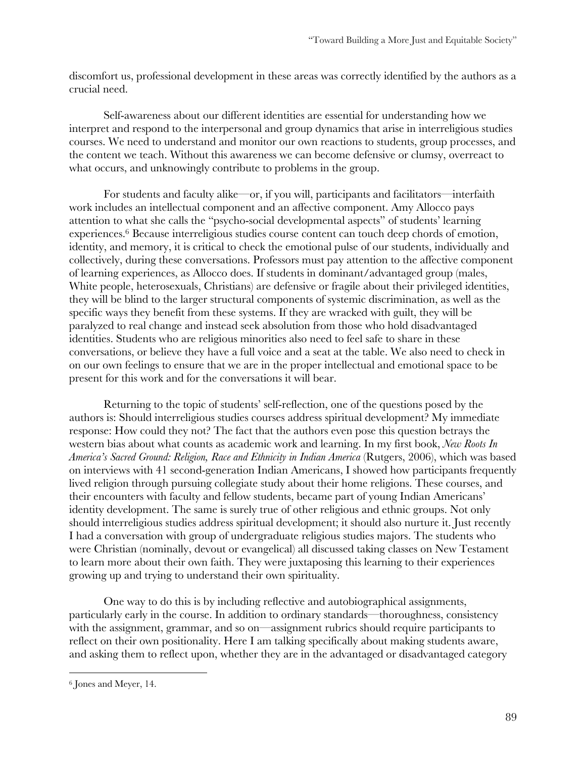discomfort us, professional development in these areas was correctly identified by the authors as a crucial need.

Self-awareness about our different identities are essential for understanding how we interpret and respond to the interpersonal and group dynamics that arise in interreligious studies courses. We need to understand and monitor our own reactions to students, group processes, and the content we teach. Without this awareness we can become defensive or clumsy, overreact to what occurs, and unknowingly contribute to problems in the group.

For students and faculty alike—or, if you will, participants and facilitators—interfaith work includes an intellectual component and an affective component. Amy Allocco pays attention to what she calls the "psycho-social developmental aspects" of students' learning experiences.[6] Because interreligious studies course content can touch deep chords of emotion, identity, and memory, it is critical to check the emotional pulse of our students, individually and collectively, during these conversations. Professors must pay attention to the affective component of learning experiences, as Allocco does. If students in dominant/advantaged group (males, White people, heterosexuals, Christians) are defensive or fragile about their privileged identities, they will be blind to the larger structural components of systemic discrimination, as well as the specific ways they benefit from these systems. If they are wracked with guilt, they will be paralyzed to real change and instead seek absolution from those who hold disadvantaged identities. Students who are religious minorities also need to feel safe to share in these conversations, or believe they have a full voice and a seat at the table. We also need to check in on our own feelings to ensure that we are in the proper intellectual and emotional space to be present for this work and for the conversations it will bear.

Returning to the topic of students' self-reflection, one of the questions posed by the authors is: Should interreligious studies courses address spiritual development? My immediate response: How could they not? The fact that the authors even pose this question betrays the western bias about what counts as academic work and learning. In my first book, *New Roots In America's Sacred Ground: Religion, Race and Ethnicity in Indian America* (Rutgers, 2006), which was based on interviews with 41 second-generation Indian Americans, I showed how participants frequently lived religion through pursuing collegiate study about their home religions. These courses, and their encounters with faculty and fellow students, became part of young Indian Americans' identity development. The same is surely true of other religious and ethnic groups. Not only should interreligious studies address spiritual development; it should also nurture it. Just recently I had a conversation with group of undergraduate religious studies majors. The students who were Christian (nominally, devout or evangelical) all discussed taking classes on New Testament to learn more about their own faith. They were juxtaposing this learning to their experiences growing up and trying to understand their own spirituality.

One way to do this is by including reflective and autobiographical assignments, particularly early in the course. In addition to ordinary standards—thoroughness, consistency with the assignment, grammar, and so on—assignment rubrics should require participants to reflect on their own positionality. Here I am talking specifically about making students aware, and asking them to reflect upon, whether they are in the advantaged or disadvantaged category

---

[6] Jones and Meyer, 14.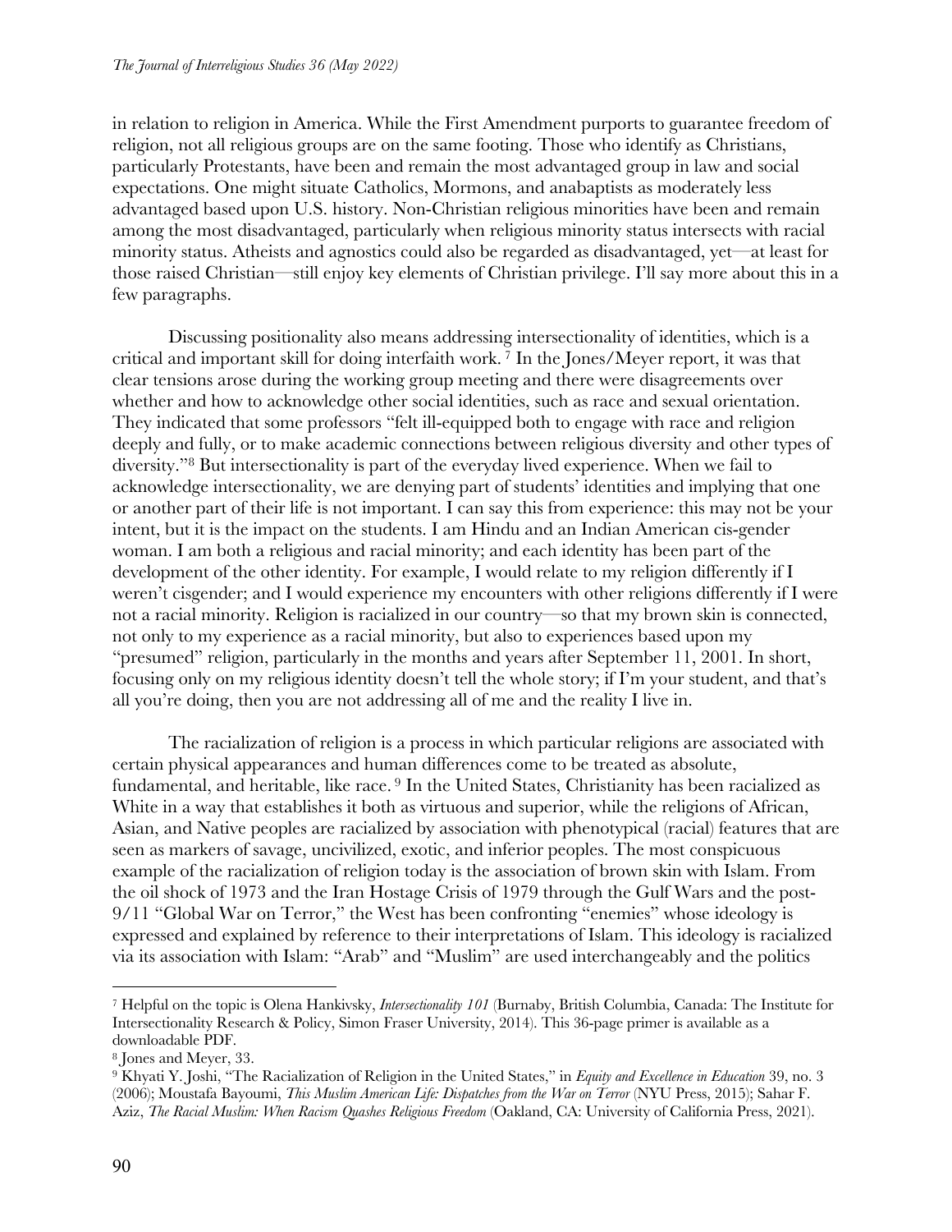in relation to religion in America. While the First Amendment purports to guarantee freedom of religion, not all religious groups are on the same footing. Those who identify as Christians, particularly Protestants, have been and remain the most advantaged group in law and social expectations. One might situate Catholics, Mormons, and anabaptists as moderately less advantaged based upon U.S. history. Non-Christian religious minorities have been and remain among the most disadvantaged, particularly when religious minority status intersects with racial minority status. Atheists and agnostics could also be regarded as disadvantaged, yet—at least for those raised Christian—still enjoy key elements of Christian privilege. I'll say more about this in a few paragraphs.

Discussing positionality also means addressing intersectionality of identities, which is a critical and important skill for doing interfaith work.[7] In the Jones/Meyer report, it was that clear tensions arose during the working group meeting and there were disagreements over whether and how to acknowledge other social identities, such as race and sexual orientation. They indicated that some professors "felt ill-equipped both to engage with race and religion deeply and fully, or to make academic connections between religious diversity and other types of diversity."[8] But intersectionality is part of the everyday lived experience. When we fail to acknowledge intersectionality, we are denying part of students' identities and implying that one or another part of their life is not important. I can say this from experience: this may not be your intent, but it is the impact on the students. I am Hindu and an Indian American cis-gender woman. I am both a religious and racial minority; and each identity has been part of the development of the other identity. For example, I would relate to my religion differently if I weren't cisgender; and I would experience my encounters with other religions differently if I were not a racial minority. Religion is racialized in our country—so that my brown skin is connected, not only to my experience as a racial minority, but also to experiences based upon my "presumed" religion, particularly in the months and years after September 11, 2001. In short, focusing only on my religious identity doesn't tell the whole story; if I'm your student, and that's all you're doing, then you are not addressing all of me and the reality I live in.

The racialization of religion is a process in which particular religions are associated with certain physical appearances and human differences come to be treated as absolute, fundamental, and heritable, like race.[9] In the United States, Christianity has been racialized as White in a way that establishes it both as virtuous and superior, while the religions of African, Asian, and Native peoples are racialized by association with phenotypical (racial) features that are seen as markers of savage, uncivilized, exotic, and inferior peoples. The most conspicuous example of the racialization of religion today is the association of brown skin with Islam. From the oil shock of 1973 and the Iran Hostage Crisis of 1979 through the Gulf Wars and the post-9/11 "Global War on Terror," the West has been confronting "enemies" whose ideology is expressed and explained by reference to their interpretations of Islam. This ideology is racialized via its association with Islam: "Arab" and "Muslim" are used interchangeably and the politics

---

[7] Helpful on the topic is Olena Hankivsky, *Intersectionality 101* (Burnaby, British Columbia, Canada: The Institute for Intersectionality Research & Policy, Simon Fraser University, 2014). This 36-page primer is available as a downloadable PDF.

[8] Jones and Meyer, 33.

[9] Khyati Y. Joshi, "The Racialization of Religion in the United States," in *Equity and Excellence in Education* 39, no. 3 (2006); Moustafa Bayoumi, *This Muslim American Life: Dispatches from the War on Terror* (NYU Press, 2015); Sahar F. Aziz, *The Racial Muslim: When Racism Quashes Religious Freedom* (Oakland, CA: University of California Press, 2021).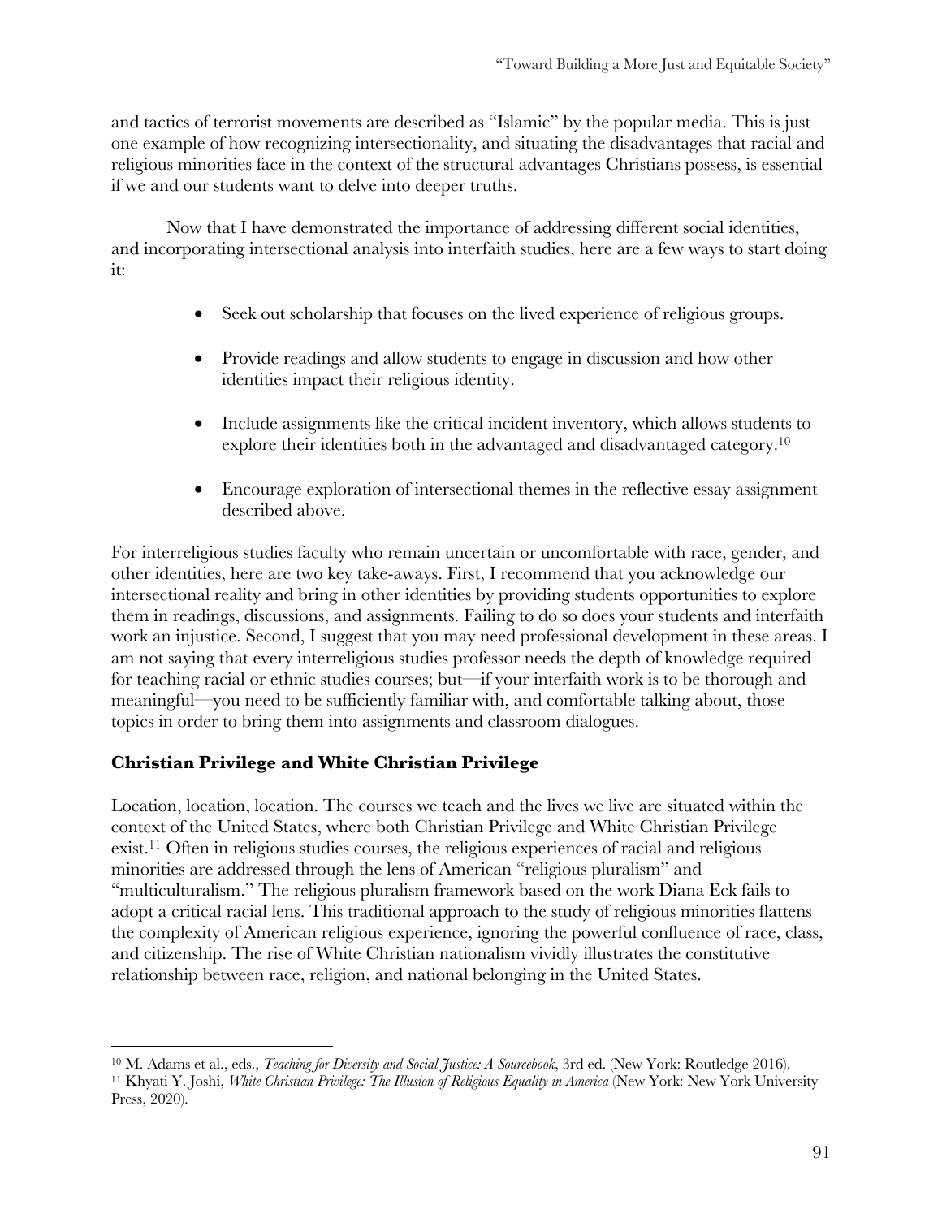and tactics of terrorist movements are described as "Islamic" by the popular media. This is just one example of how recognizing intersectionality, and situating the disadvantages that racial and religious minorities face in the context of the structural advantages Christians possess, is essential if we and our students want to delve into deeper truths.

Now that I have demonstrated the importance of addressing different social identities, and incorporating intersectional analysis into interfaith studies, here are a few ways to start doing it:

- Seek out scholarship that focuses on the lived experience of religious groups.
- Provide readings and allow students to engage in discussion and how other identities impact their religious identity.
- Include assignments like the critical incident inventory, which allows students to explore their identities both in the advantaged and disadvantaged category.[10]
- Encourage exploration of intersectional themes in the reflective essay assignment described above.

For interreligious studies faculty who remain uncertain or uncomfortable with race, gender, and other identities, here are two key take-aways. First, I recommend that you acknowledge our intersectional reality and bring in other identities by providing students opportunities to explore them in readings, discussions, and assignments. Failing to do so does your students and interfaith work an injustice. Second, I suggest that you may need professional development in these areas. I am not saying that every interreligious studies professor needs the depth of knowledge required for teaching racial or ethnic studies courses; but—if your interfaith work is to be thorough and meaningful—you need to be sufficiently familiar with, and comfortable talking about, those topics in order to bring them into assignments and classroom dialogues.

## Christian Privilege and White Christian Privilege

Location, location, location. The courses we teach and the lives we live are situated within the context of the United States, where both Christian Privilege and White Christian Privilege exist.[11] Often in religious studies courses, the religious experiences of racial and religious minorities are addressed through the lens of American "religious pluralism" and "multiculturalism." The religious pluralism framework based on the work Diana Eck fails to adopt a critical racial lens. This traditional approach to the study of religious minorities flattens the complexity of American religious experience, ignoring the powerful confluence of race, class, and citizenship. The rise of White Christian nationalism vividly illustrates the constitutive relationship between race, religion, and national belonging in the United States.

---

[10] M. Adams et al., eds., *Teaching for Diversity and Social Justice: A Sourcebook*, 3rd ed. (New York: Routledge 2016).

[11] Khyati Y. Joshi, *White Christian Privilege: The Illusion of Religious Equality in America* (New York: New York University Press, 2020).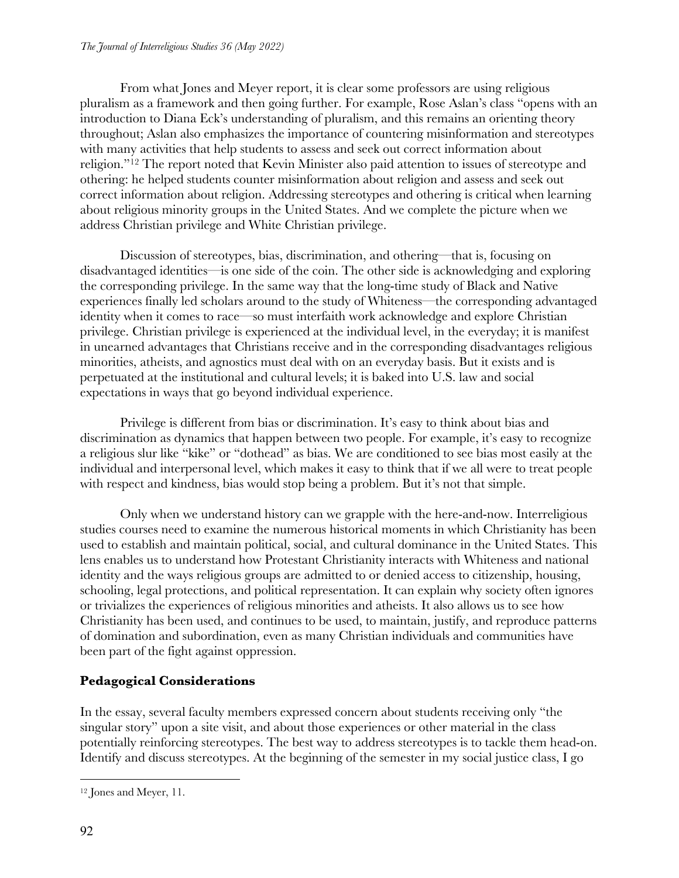From what Jones and Meyer report, it is clear some professors are using religious pluralism as a framework and then going further. For example, Rose Aslan's class "opens with an introduction to Diana Eck's understanding of pluralism, and this remains an orienting theory throughout; Aslan also emphasizes the importance of countering misinformation and stereotypes with many activities that help students to assess and seek out correct information about religion."[12] The report noted that Kevin Minister also paid attention to issues of stereotype and othering: he helped students counter misinformation about religion and assess and seek out correct information about religion. Addressing stereotypes and othering is critical when learning about religious minority groups in the United States. And we complete the picture when we address Christian privilege and White Christian privilege.

Discussion of stereotypes, bias, discrimination, and othering—that is, focusing on disadvantaged identities—is one side of the coin. The other side is acknowledging and exploring the corresponding privilege. In the same way that the long-time study of Black and Native experiences finally led scholars around to the study of Whiteness—the corresponding advantaged identity when it comes to race—so must interfaith work acknowledge and explore Christian privilege. Christian privilege is experienced at the individual level, in the everyday; it is manifest in unearned advantages that Christians receive and in the corresponding disadvantages religious minorities, atheists, and agnostics must deal with on an everyday basis. But it exists and is perpetuated at the institutional and cultural levels; it is baked into U.S. law and social expectations in ways that go beyond individual experience.

Privilege is different from bias or discrimination. It's easy to think about bias and discrimination as dynamics that happen between two people. For example, it's easy to recognize a religious slur like "kike" or "dothead" as bias. We are conditioned to see bias most easily at the individual and interpersonal level, which makes it easy to think that if we all were to treat people with respect and kindness, bias would stop being a problem. But it's not that simple.

Only when we understand history can we grapple with the here-and-now. Interreligious studies courses need to examine the numerous historical moments in which Christianity has been used to establish and maintain political, social, and cultural dominance in the United States. This lens enables us to understand how Protestant Christianity interacts with Whiteness and national identity and the ways religious groups are admitted to or denied access to citizenship, housing, schooling, legal protections, and political representation. It can explain why society often ignores or trivializes the experiences of religious minorities and atheists. It also allows us to see how Christianity has been used, and continues to be used, to maintain, justify, and reproduce patterns of domination and subordination, even as many Christian individuals and communities have been part of the fight against oppression.

## Pedagogical Considerations

In the essay, several faculty members expressed concern about students receiving only "the singular story" upon a site visit, and about those experiences or other material in the class potentially reinforcing stereotypes. The best way to address stereotypes is to tackle them head-on. Identify and discuss stereotypes. At the beginning of the semester in my social justice class, I go

[12] Jones and Meyer, 11.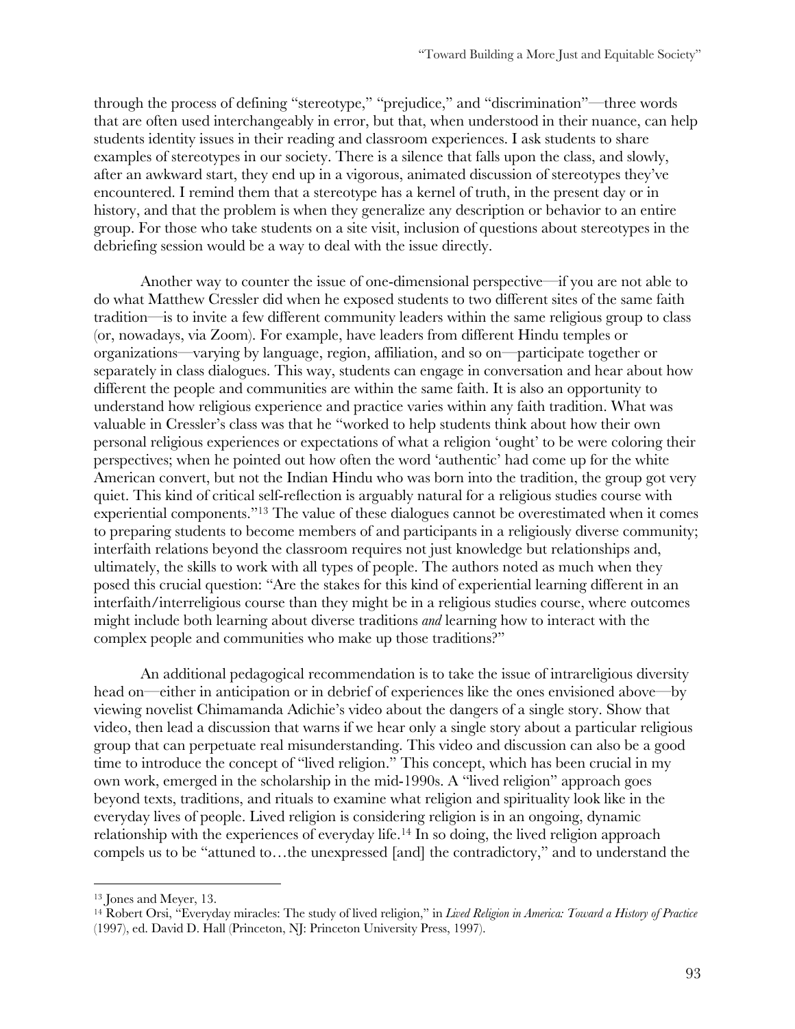through the process of defining "stereotype," "prejudice," and "discrimination"—three words that are often used interchangeably in error, but that, when understood in their nuance, can help students identity issues in their reading and classroom experiences. I ask students to share examples of stereotypes in our society. There is a silence that falls upon the class, and slowly, after an awkward start, they end up in a vigorous, animated discussion of stereotypes they've encountered. I remind them that a stereotype has a kernel of truth, in the present day or in history, and that the problem is when they generalize any description or behavior to an entire group. For those who take students on a site visit, inclusion of questions about stereotypes in the debriefing session would be a way to deal with the issue directly.

Another way to counter the issue of one-dimensional perspective—if you are not able to do what Matthew Cressler did when he exposed students to two different sites of the same faith tradition—is to invite a few different community leaders within the same religious group to class (or, nowadays, via Zoom). For example, have leaders from different Hindu temples or organizations—varying by language, region, affiliation, and so on—participate together or separately in class dialogues. This way, students can engage in conversation and hear about how different the people and communities are within the same faith. It is also an opportunity to understand how religious experience and practice varies within any faith tradition. What was valuable in Cressler's class was that he "worked to help students think about how their own personal religious experiences or expectations of what a religion 'ought' to be were coloring their perspectives; when he pointed out how often the word 'authentic' had come up for the white American convert, but not the Indian Hindu who was born into the tradition, the group got very quiet. This kind of critical self-reflection is arguably natural for a religious studies course with experiential components."[13] The value of these dialogues cannot be overestimated when it comes to preparing students to become members of and participants in a religiously diverse community; interfaith relations beyond the classroom requires not just knowledge but relationships and, ultimately, the skills to work with all types of people. The authors noted as much when they posed this crucial question: "Are the stakes for this kind of experiential learning different in an interfaith/interreligious course than they might be in a religious studies course, where outcomes might include both learning about diverse traditions *and* learning how to interact with the complex people and communities who make up those traditions?"

An additional pedagogical recommendation is to take the issue of intrareligious diversity head on—either in anticipation or in debrief of experiences like the ones envisioned above—by viewing novelist Chimamanda Adichie's video about the dangers of a single story. Show that video, then lead a discussion that warns if we hear only a single story about a particular religious group that can perpetuate real misunderstanding. This video and discussion can also be a good time to introduce the concept of "lived religion." This concept, which has been crucial in my own work, emerged in the scholarship in the mid-1990s. A "lived religion" approach goes beyond texts, traditions, and rituals to examine what religion and spirituality look like in the everyday lives of people. Lived religion is considering religion is in an ongoing, dynamic relationship with the experiences of everyday life.[14] In so doing, the lived religion approach compels us to be "attuned to…the unexpressed [and] the contradictory," and to understand the

---

[13] Jones and Meyer, 13.

[14] Robert Orsi, "Everyday miracles: The study of lived religion," in *Lived Religion in America: Toward a History of Practice* (1997), ed. David D. Hall (Princeton, NJ: Princeton University Press, 1997).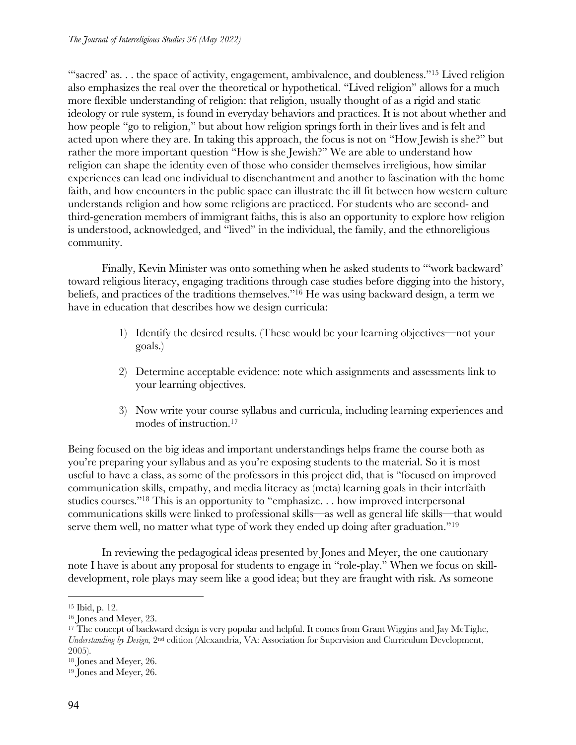"'sacred' as. . . the space of activity, engagement, ambivalence, and doubleness."[15] Lived religion also emphasizes the real over the theoretical or hypothetical. "Lived religion" allows for a much more flexible understanding of religion: that religion, usually thought of as a rigid and static ideology or rule system, is found in everyday behaviors and practices. It is not about whether and how people "go to religion," but about how religion springs forth in their lives and is felt and acted upon where they are. In taking this approach, the focus is not on "How Jewish is she?" but rather the more important question "How is she Jewish?" We are able to understand how religion can shape the identity even of those who consider themselves irreligious, how similar experiences can lead one individual to disenchantment and another to fascination with the home faith, and how encounters in the public space can illustrate the ill fit between how western culture understands religion and how some religions are practiced. For students who are second- and third-generation members of immigrant faiths, this is also an opportunity to explore how religion is understood, acknowledged, and "lived" in the individual, the family, and the ethnoreligious community.

Finally, Kevin Minister was onto something when he asked students to "'work backward' toward religious literacy, engaging traditions through case studies before digging into the history, beliefs, and practices of the traditions themselves."[16] He was using backward design, a term we have in education that describes how we design curricula:

1) Identify the desired results. (These would be your learning objectives—not your goals.)

2) Determine acceptable evidence: note which assignments and assessments link to your learning objectives.

3) Now write your course syllabus and curricula, including learning experiences and modes of instruction.[17]

Being focused on the big ideas and important understandings helps frame the course both as you're preparing your syllabus and as you're exposing students to the material. So it is most useful to have a class, as some of the professors in this project did, that is "focused on improved communication skills, empathy, and media literacy as (meta) learning goals in their interfaith studies courses."[18] This is an opportunity to "emphasize. . . how improved interpersonal communications skills were linked to professional skills—as well as general life skills—that would serve them well, no matter what type of work they ended up doing after graduation."[19]

In reviewing the pedagogical ideas presented by Jones and Meyer, the one cautionary note I have is about any proposal for students to engage in "role-play." When we focus on skill-development, role plays may seem like a good idea; but they are fraught with risk. As someone

---

[15] Ibid, p. 12.

[16] Jones and Meyer, 23.

[17] The concept of backward design is very popular and helpful. It comes from Grant Wiggins and Jay McTighe, *Understanding by Design,* 2nd edition (Alexandria, VA: Association for Supervision and Curriculum Development, 2005).

[18] Jones and Meyer, 26.

[19] Jones and Meyer, 26.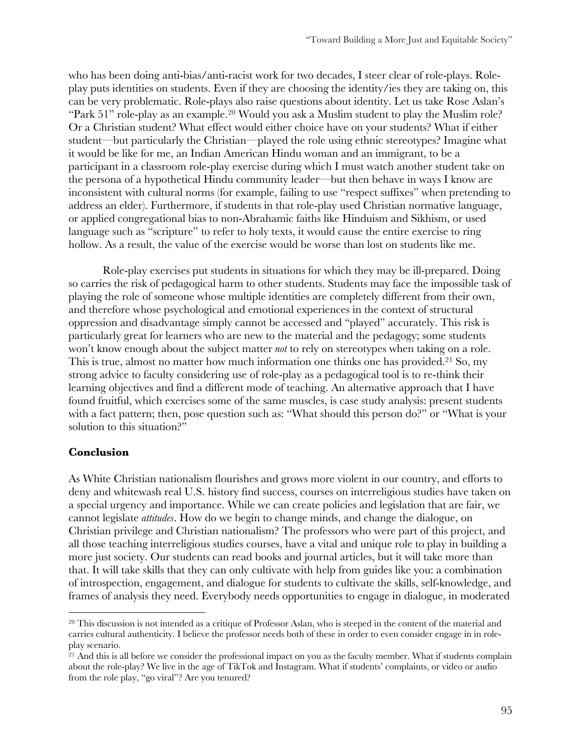who has been doing anti-bias/anti-racist work for two decades, I steer clear of role-plays. Role-play puts identities on students. Even if they are choosing the identity/ies they are taking on, this can be very problematic. Role-plays also raise questions about identity. Let us take Rose Aslan's "Park 51" role-play as an example.[20] Would you ask a Muslim student to play the Muslim role? Or a Christian student? What effect would either choice have on your students? What if either student—but particularly the Christian—played the role using ethnic stereotypes? Imagine what it would be like for me, an Indian American Hindu woman and an immigrant, to be a participant in a classroom role-play exercise during which I must watch another student take on the persona of a hypothetical Hindu community leader—but then behave in ways I know are inconsistent with cultural norms (for example, failing to use "respect suffixes" when pretending to address an elder). Furthermore, if students in that role-play used Christian normative language, or applied congregational bias to non-Abrahamic faiths like Hinduism and Sikhism, or used language such as "scripture" to refer to holy texts, it would cause the entire exercise to ring hollow. As a result, the value of the exercise would be worse than lost on students like me.

Role-play exercises put students in situations for which they may be ill-prepared. Doing so carries the risk of pedagogical harm to other students. Students may face the impossible task of playing the role of someone whose multiple identities are completely different from their own, and therefore whose psychological and emotional experiences in the context of structural oppression and disadvantage simply cannot be accessed and "played" accurately. This risk is particularly great for learners who are new to the material and the pedagogy; some students won't know enough about the subject matter *not* to rely on stereotypes when taking on a role. This is true, almost no matter how much information one thinks one has provided.[21] So, my strong advice to faculty considering use of role-play as a pedagogical tool is to re-think their learning objectives and find a different mode of teaching. An alternative approach that I have found fruitful, which exercises some of the same muscles, is case study analysis: present students with a fact pattern; then, pose question such as: "What should this person do?" or "What is your solution to this situation?"

## Conclusion

As White Christian nationalism flourishes and grows more violent in our country, and efforts to deny and whitewash real U.S. history find success, courses on interreligious studies have taken on a special urgency and importance. While we can create policies and legislation that are fair, we cannot legislate *attitudes*. How do we begin to change minds, and change the dialogue, on Christian privilege and Christian nationalism? The professors who were part of this project, and all those teaching interreligious studies courses, have a vital and unique role to play in building a more just society. Our students can read books and journal articles, but it will take more than that. It will take skills that they can only cultivate with help from guides like you: a combination of introspection, engagement, and dialogue for students to cultivate the skills, self-knowledge, and frames of analysis they need. Everybody needs opportunities to engage in dialogue, in moderated

---

[20] This discussion is not intended as a critique of Professor Aslan, who is steeped in the content of the material and carries cultural authenticity. I believe the professor needs both of these in order to even consider engage in in role-play scenario.

[21] And this is all before we consider the professional impact on you as the faculty member. What if students complain about the role-play? We live in the age of TikTok and Instagram. What if students' complaints, or video or audio from the role play, "go viral"? Are you tenured?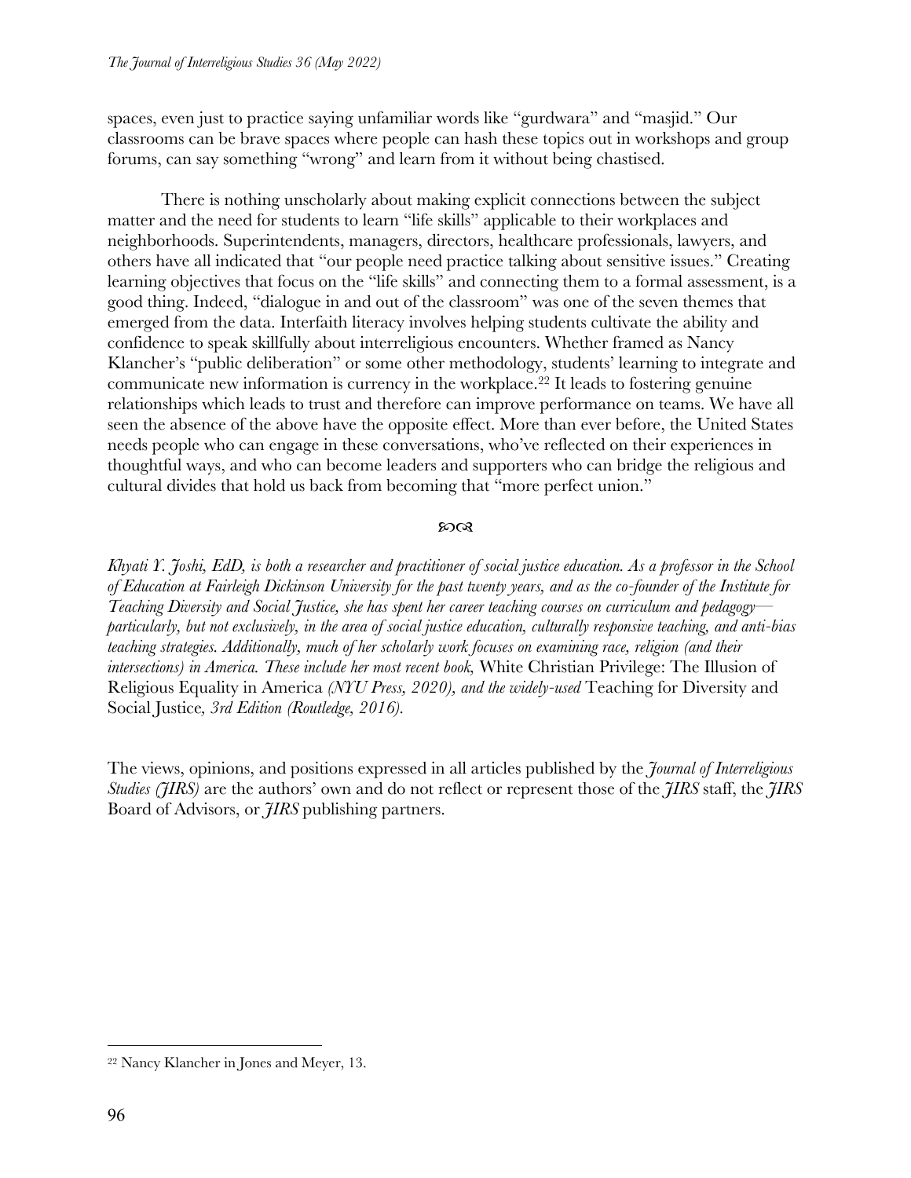spaces, even just to practice saying unfamiliar words like "gurdwara" and "masjid." Our classrooms can be brave spaces where people can hash these topics out in workshops and group forums, can say something "wrong" and learn from it without being chastised.

There is nothing unscholarly about making explicit connections between the subject matter and the need for students to learn "life skills" applicable to their workplaces and neighborhoods. Superintendents, managers, directors, healthcare professionals, lawyers, and others have all indicated that "our people need practice talking about sensitive issues." Creating learning objectives that focus on the "life skills" and connecting them to a formal assessment, is a good thing. Indeed, "dialogue in and out of the classroom" was one of the seven themes that emerged from the data. Interfaith literacy involves helping students cultivate the ability and confidence to speak skillfully about interreligious encounters. Whether framed as Nancy Klancher's "public deliberation" or some other methodology, students' learning to integrate and communicate new information is currency in the workplace.[22] It leads to fostering genuine relationships which leads to trust and therefore can improve performance on teams. We have all seen the absence of the above have the opposite effect. More than ever before, the United States needs people who can engage in these conversations, who've reflected on their experiences in thoughtful ways, and who can become leaders and supporters who can bridge the religious and cultural divides that hold us back from becoming that "more perfect union."

℘♌

*Khyati Y. Joshi, EdD, is both a researcher and practitioner of social justice education. As a professor in the School of Education at Fairleigh Dickinson University for the past twenty years, and as the co-founder of the Institute for Teaching Diversity and Social Justice, she has spent her career teaching courses on curriculum and pedagogy—particularly, but not exclusively, in the area of social justice education, culturally responsive teaching, and anti-bias teaching strategies. Additionally, much of her scholarly work focuses on examining race, religion (and their intersections) in America. These include her most recent book,* White Christian Privilege: The Illusion of Religious Equality in America *(NYU Press, 2020), and the widely-used* Teaching for Diversity and Social Justice*, 3rd Edition (Routledge, 2016).*

The views, opinions, and positions expressed in all articles published by the *Journal of Interreligious Studies (JIRS)* are the authors' own and do not reflect or represent those of the *JIRS* staff, the *JIRS* Board of Advisors, or *JIRS* publishing partners.

---

[22] Nancy Klancher in Jones and Meyer, 13.